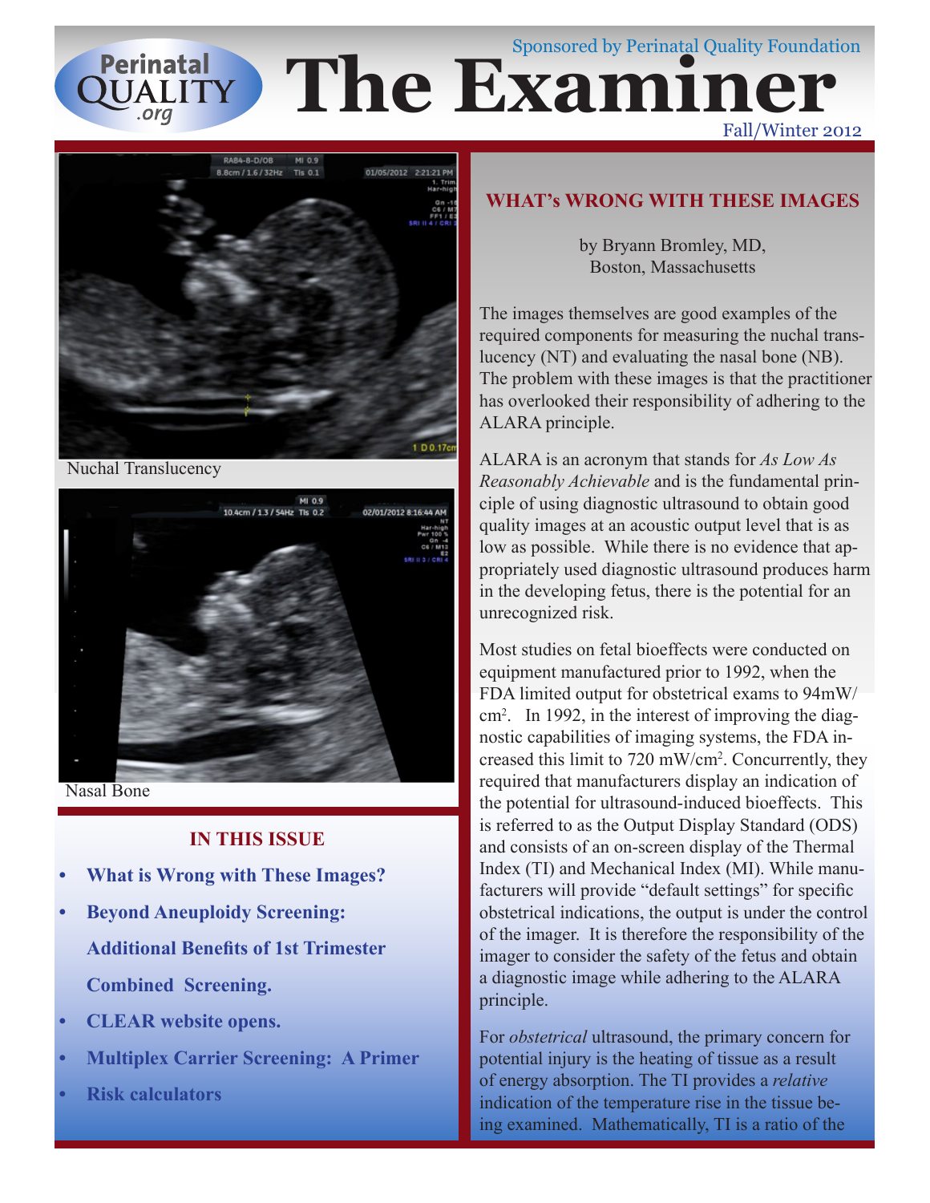Sponsored by Perinatal Quality Foundation

# The Examiner

Fall/Winter 2012

Nuchal Translucency

Nasal Bone

## IN THIS ISSUE

- **What is Wrong with These Images?**
- **Beyond Aneuploidy Screening: Additional Benefits of 1st Trimester Combined Screening.**
- **CLEAR website opens.**
- **Multiplex Carrier Screening: A Primer**
- **Risk calculators**

## WHAT's WRONG WITH THESE IMAGES

by Bryann Bromley, MD,
Boston, Massachusetts

The images themselves are good examples of the required components for measuring the nuchal translucency (NT) and evaluating the nasal bone (NB). The problem with these images is that the practitioner has overlooked their responsibility of adhering to the ALARA principle.

ALARA is an acronym that stands for *As Low As Reasonably Achievable* and is the fundamental principle of using diagnostic ultrasound to obtain good quality images at an acoustic output level that is as low as possible. While there is no evidence that appropriately used diagnostic ultrasound produces harm in the developing fetus, there is the potential for an unrecognized risk.

Most studies on fetal bioeffects were conducted on equipment manufactured prior to 1992, when the FDA limited output for obstetrical exams to 94mW/cm$^2$. In 1992, in the interest of improving the diagnostic capabilities of imaging systems, the FDA increased this limit to 720 mW/cm$^2$. Concurrently, they required that manufacturers display an indication of the potential for ultrasound-induced bioeffects. This is referred to as the Output Display Standard (ODS) and consists of an on-screen display of the Thermal Index (TI) and Mechanical Index (MI). While manufacturers will provide "default settings" for specific obstetrical indications, the output is under the control of the imager. It is therefore the responsibility of the imager to consider the safety of the fetus and obtain a diagnostic image while adhering to the ALARA principle.

For *obstetrical* ultrasound, the primary concern for potential injury is the heating of tissue as a result of energy absorption. The TI provides a *relative* indication of the temperature rise in the tissue being examined. Mathematically, TI is a ratio of the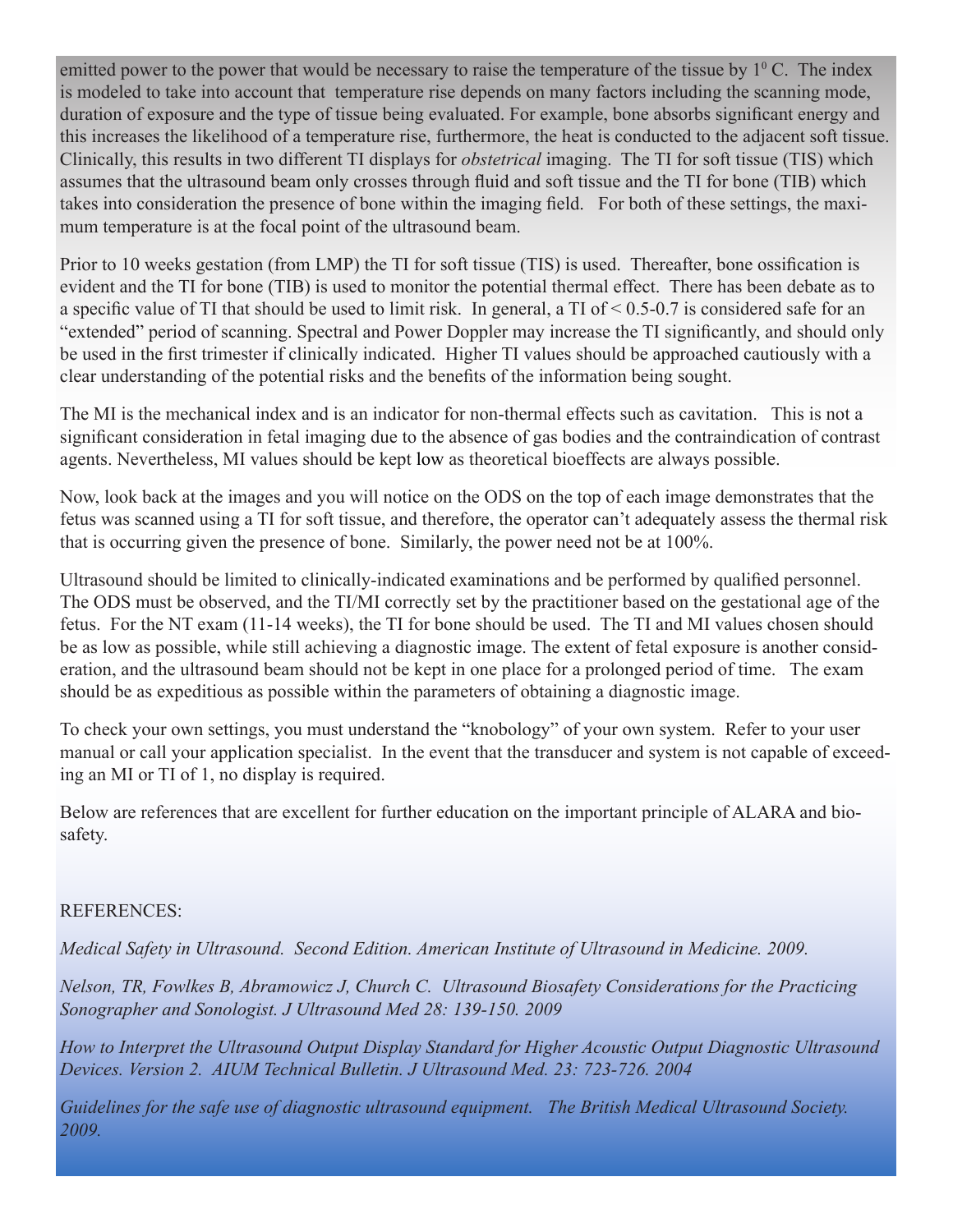emitted power to the power that would be necessary to raise the temperature of the tissue by $1^0$ C. The index is modeled to take into account that temperature rise depends on many factors including the scanning mode, duration of exposure and the type of tissue being evaluated. For example, bone absorbs significant energy and this increases the likelihood of a temperature rise, furthermore, the heat is conducted to the adjacent soft tissue. Clinically, this results in two different TI displays for *obstetrical* imaging. The TI for soft tissue (TIS) which assumes that the ultrasound beam only crosses through fluid and soft tissue and the TI for bone (TIB) which takes into consideration the presence of bone within the imaging field. For both of these settings, the maximum temperature is at the focal point of the ultrasound beam.

Prior to 10 weeks gestation (from LMP) the TI for soft tissue (TIS) is used. Thereafter, bone ossification is evident and the TI for bone (TIB) is used to monitor the potential thermal effect. There has been debate as to a specific value of TI that should be used to limit risk. In general, a TI of < 0.5-0.7 is considered safe for an "extended" period of scanning. Spectral and Power Doppler may increase the TI significantly, and should only be used in the first trimester if clinically indicated. Higher TI values should be approached cautiously with a clear understanding of the potential risks and the benefits of the information being sought.

The MI is the mechanical index and is an indicator for non-thermal effects such as cavitation. This is not a significant consideration in fetal imaging due to the absence of gas bodies and the contraindication of contrast agents. Nevertheless, MI values should be kept low as theoretical bioeffects are always possible.

Now, look back at the images and you will notice on the ODS on the top of each image demonstrates that the fetus was scanned using a TI for soft tissue, and therefore, the operator can't adequately assess the thermal risk that is occurring given the presence of bone. Similarly, the power need not be at 100%.

Ultrasound should be limited to clinically-indicated examinations and be performed by qualified personnel. The ODS must be observed, and the TI/MI correctly set by the practitioner based on the gestational age of the fetus. For the NT exam (11-14 weeks), the TI for bone should be used. The TI and MI values chosen should be as low as possible, while still achieving a diagnostic image. The extent of fetal exposure is another consideration, and the ultrasound beam should not be kept in one place for a prolonged period of time. The exam should be as expeditious as possible within the parameters of obtaining a diagnostic image.

To check your own settings, you must understand the "knobology" of your own system. Refer to your user manual or call your application specialist. In the event that the transducer and system is not capable of exceeding an MI or TI of 1, no display is required.

Below are references that are excellent for further education on the important principle of ALARA and biosafety.

REFERENCES:

*Medical Safety in Ultrasound. Second Edition. American Institute of Ultrasound in Medicine. 2009.*

*Nelson, TR, Fowlkes B, Abramowicz J, Church C. Ultrasound Biosafety Considerations for the Practicing Sonographer and Sonologist. J Ultrasound Med 28: 139-150. 2009*

*How to Interpret the Ultrasound Output Display Standard for Higher Acoustic Output Diagnostic Ultrasound Devices. Version 2. AIUM Technical Bulletin. J Ultrasound Med. 23: 723-726. 2004*

*Guidelines for the safe use of diagnostic ultrasound equipment. The British Medical Ultrasound Society. 2009.*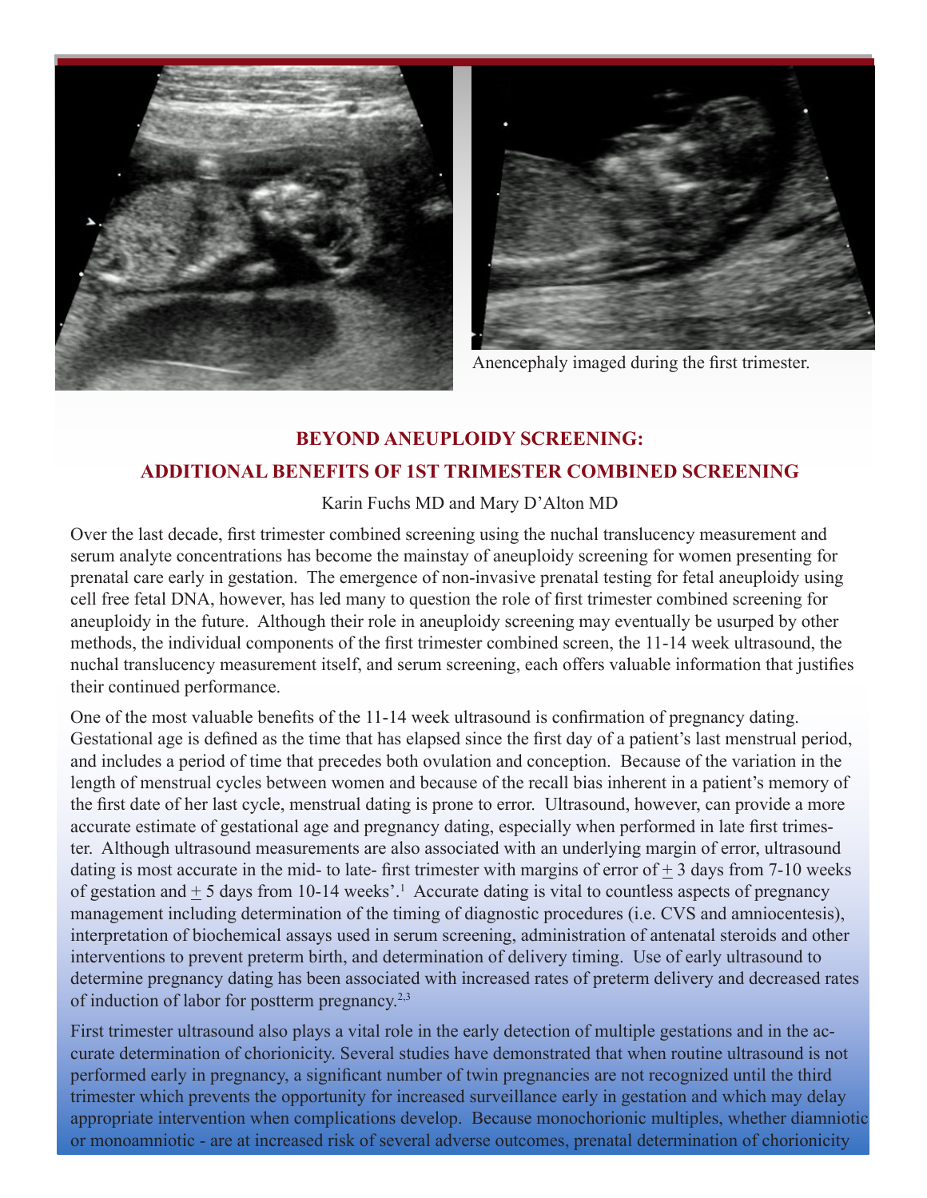Anencephaly imaged during the first trimester.

## BEYOND ANEUPLOIDY SCREENING:
## ADDITIONAL BENEFITS OF 1ST TRIMESTER COMBINED SCREENING

Karin Fuchs MD and Mary D'Alton MD

Over the last decade, first trimester combined screening using the nuchal translucency measurement and serum analyte concentrations has become the mainstay of aneuploidy screening for women presenting for prenatal care early in gestation. The emergence of non-invasive prenatal testing for fetal aneuploidy using cell free fetal DNA, however, has led many to question the role of first trimester combined screening for aneuploidy in the future. Although their role in aneuploidy screening may eventually be usurped by other methods, the individual components of the first trimester combined screen, the 11-14 week ultrasound, the nuchal translucency measurement itself, and serum screening, each offers valuable information that justifies their continued performance.

One of the most valuable benefits of the 11-14 week ultrasound is confirmation of pregnancy dating. Gestational age is defined as the time that has elapsed since the first day of a patient's last menstrual period, and includes a period of time that precedes both ovulation and conception. Because of the variation in the length of menstrual cycles between women and because of the recall bias inherent in a patient's memory of the first date of her last cycle, menstrual dating is prone to error. Ultrasound, however, can provide a more accurate estimate of gestational age and pregnancy dating, especially when performed in late first trimester. Although ultrasound measurements are also associated with an underlying margin of error, ultrasound dating is most accurate in the mid- to late- first trimester with margins of error of ± 3 days from 7-10 weeks of gestation and ± 5 days from 10-14 weeks'.[1] Accurate dating is vital to countless aspects of pregnancy management including determination of the timing of diagnostic procedures (i.e. CVS and amniocentesis), interpretation of biochemical assays used in serum screening, administration of antenatal steroids and other interventions to prevent preterm birth, and determination of delivery timing. Use of early ultrasound to determine pregnancy dating has been associated with increased rates of preterm delivery and decreased rates of induction of labor for postterm pregnancy.[2,3]

First trimester ultrasound also plays a vital role in the early detection of multiple gestations and in the accurate determination of chorionicity. Several studies have demonstrated that when routine ultrasound is not performed early in pregnancy, a significant number of twin pregnancies are not recognized until the third trimester which prevents the opportunity for increased surveillance early in gestation and which may delay appropriate intervention when complications develop. Because monochorionic multiples, whether diamniotic or monoamniotic - are at increased risk of several adverse outcomes, prenatal determination of chorionicity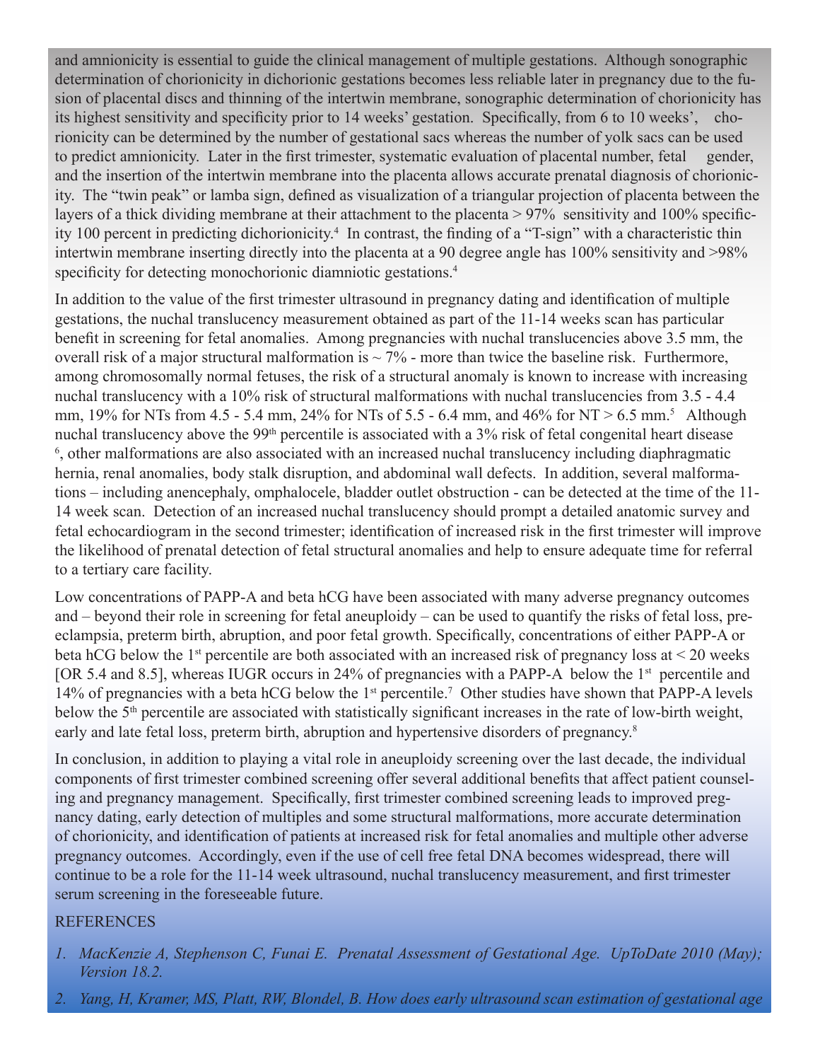and amnionicity is essential to guide the clinical management of multiple gestations. Although sonographic determination of chorionicity in dichorionic gestations becomes less reliable later in pregnancy due to the fusion of placental discs and thinning of the intertwin membrane, sonographic determination of chorionicity has its highest sensitivity and specificity prior to 14 weeks' gestation. Specifically, from 6 to 10 weeks', chorionicity can be determined by the number of gestational sacs whereas the number of yolk sacs can be used to predict amnionicity. Later in the first trimester, systematic evaluation of placental number, fetal gender, and the insertion of the intertwin membrane into the placenta allows accurate prenatal diagnosis of chorionicity. The "twin peak" or lamba sign, defined as visualization of a triangular projection of placenta between the layers of a thick dividing membrane at their attachment to the placenta > 97% sensitivity and 100% specificity 100 percent in predicting dichorionicity.[4] In contrast, the finding of a "T-sign" with a characteristic thin intertwin membrane inserting directly into the placenta at a 90 degree angle has 100% sensitivity and >98% specificity for detecting monochorionic diamniotic gestations.[4]

In addition to the value of the first trimester ultrasound in pregnancy dating and identification of multiple gestations, the nuchal translucency measurement obtained as part of the 11-14 weeks scan has particular benefit in screening for fetal anomalies. Among pregnancies with nuchal translucencies above 3.5 mm, the overall risk of a major structural malformation is ~ 7% - more than twice the baseline risk. Furthermore, among chromosomally normal fetuses, the risk of a structural anomaly is known to increase with increasing nuchal translucency with a 10% risk of structural malformations with nuchal translucencies from 3.5 - 4.4 mm, 19% for NTs from 4.5 - 5.4 mm, 24% for NTs of 5.5 - 6.4 mm, and 46% for NT > 6.5 mm.[5] Although nuchal translucency above the 99th percentile is associated with a 3% risk of fetal congenital heart disease [6], other malformations are also associated with an increased nuchal translucency including diaphragmatic hernia, renal anomalies, body stalk disruption, and abdominal wall defects. In addition, several malformations – including anencephaly, omphalocele, bladder outlet obstruction - can be detected at the time of the 11-14 week scan. Detection of an increased nuchal translucency should prompt a detailed anatomic survey and fetal echocardiogram in the second trimester; identification of increased risk in the first trimester will improve the likelihood of prenatal detection of fetal structural anomalies and help to ensure adequate time for referral to a tertiary care facility.

Low concentrations of PAPP-A and beta hCG have been associated with many adverse pregnancy outcomes and – beyond their role in screening for fetal aneuploidy – can be used to quantify the risks of fetal loss, preeclampsia, preterm birth, abruption, and poor fetal growth. Specifically, concentrations of either PAPP-A or beta hCG below the 1st percentile are both associated with an increased risk of pregnancy loss at < 20 weeks [OR 5.4 and 8.5], whereas IUGR occurs in 24% of pregnancies with a PAPP-A below the 1st percentile and 14% of pregnancies with a beta hCG below the 1st percentile.[7] Other studies have shown that PAPP-A levels below the 5th percentile are associated with statistically significant increases in the rate of low-birth weight, early and late fetal loss, preterm birth, abruption and hypertensive disorders of pregnancy.[8]

In conclusion, in addition to playing a vital role in aneuploidy screening over the last decade, the individual components of first trimester combined screening offer several additional benefits that affect patient counseling and pregnancy management. Specifically, first trimester combined screening leads to improved pregnancy dating, early detection of multiples and some structural malformations, more accurate determination of chorionicity, and identification of patients at increased risk for fetal anomalies and multiple other adverse pregnancy outcomes. Accordingly, even if the use of cell free fetal DNA becomes widespread, there will continue to be a role for the 11-14 week ultrasound, nuchal translucency measurement, and first trimester serum screening in the foreseeable future.

REFERENCES

1. *MacKenzie A, Stephenson C, Funai E. Prenatal Assessment of Gestational Age. UpToDate 2010 (May); Version 18.2.*
2. *Yang, H, Kramer, MS, Platt, RW, Blondel, B. How does early ultrasound scan estimation of gestational age*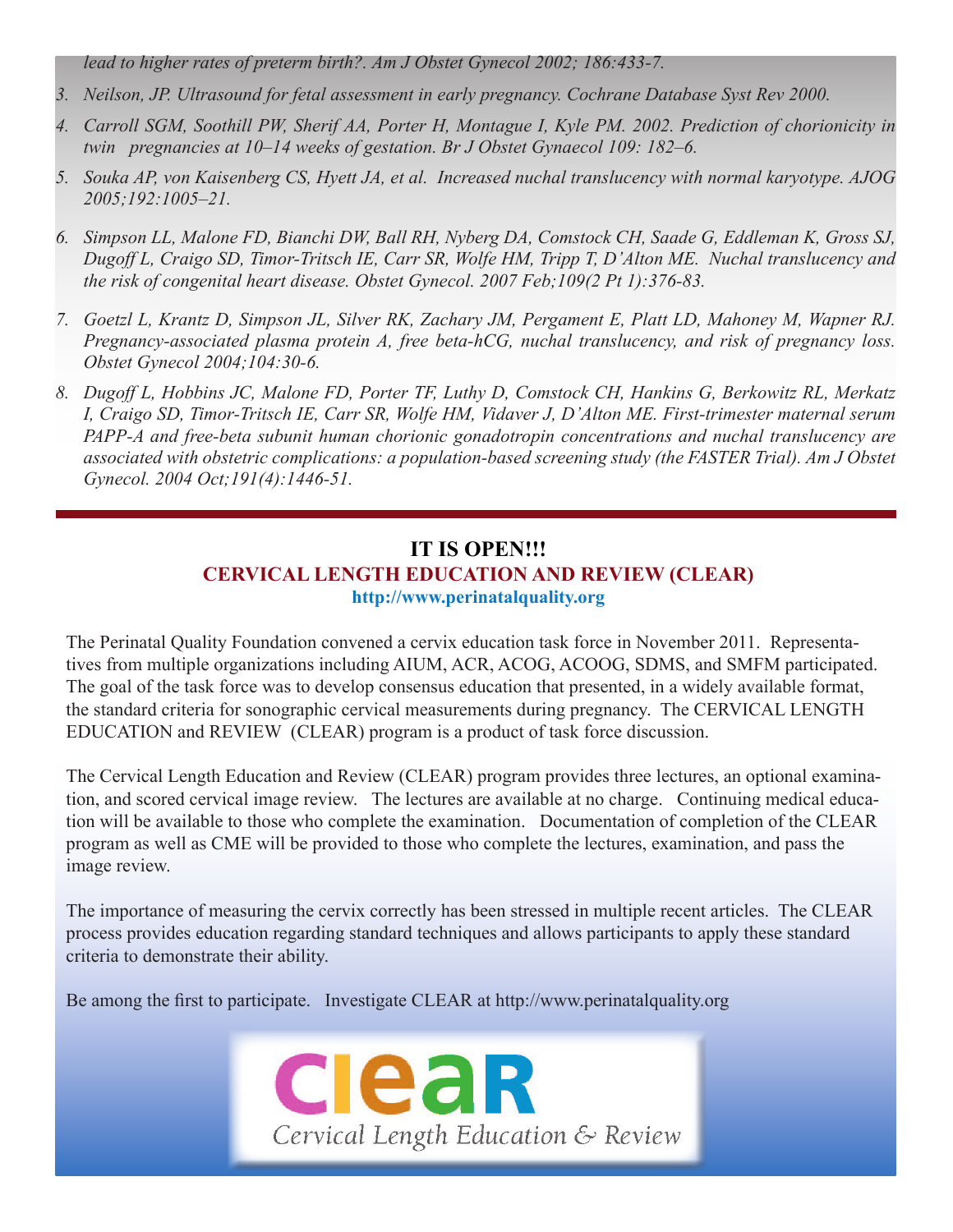*lead to higher rates of preterm birth?. Am J Obstet Gynecol 2002; 186:433-7.*

3. *Neilson, JP. Ultrasound for fetal assessment in early pregnancy. Cochrane Database Syst Rev 2000.*
4. *Carroll SGM, Soothill PW, Sherif AA, Porter H, Montague I, Kyle PM. 2002. Prediction of chorionicity in twin pregnancies at 10–14 weeks of gestation. Br J Obstet Gynaecol 109: 182–6.*
5. *Souka AP, von Kaisenberg CS, Hyett JA, et al. Increased nuchal translucency with normal karyotype. AJOG 2005;192:1005–21.*
6. *Simpson LL, Malone FD, Bianchi DW, Ball RH, Nyberg DA, Comstock CH, Saade G, Eddleman K, Gross SJ, Dugoff L, Craigo SD, Timor-Tritsch IE, Carr SR, Wolfe HM, Tripp T, D'Alton ME. Nuchal translucency and the risk of congenital heart disease. Obstet Gynecol. 2007 Feb;109(2 Pt 1):376-83.*
7. *Goetzl L, Krantz D, Simpson JL, Silver RK, Zachary JM, Pergament E, Platt LD, Mahoney M, Wapner RJ. Pregnancy-associated plasma protein A, free beta-hCG, nuchal translucency, and risk of pregnancy loss. Obstet Gynecol 2004;104:30-6.*
8. *Dugoff L, Hobbins JC, Malone FD, Porter TF, Luthy D, Comstock CH, Hankins G, Berkowitz RL, Merkatz I, Craigo SD, Timor-Tritsch IE, Carr SR, Wolfe HM, Vidaver J, D'Alton ME. First-trimester maternal serum PAPP-A and free-beta subunit human chorionic gonadotropin concentrations and nuchal translucency are associated with obstetric complications: a population-based screening study (the FASTER Trial). Am J Obstet Gynecol. 2004 Oct;191(4):1446-51.*

## IT IS OPEN!!!

### CERVICAL LENGTH EDUCATION AND REVIEW (CLEAR)

**http://www.perinatalquality.org**

The Perinatal Quality Foundation convened a cervix education task force in November 2011. Representatives from multiple organizations including AIUM, ACR, ACOG, ACOOG, SDMS, and SMFM participated. The goal of the task force was to develop consensus education that presented, in a widely available format, the standard criteria for sonographic cervical measurements during pregnancy. The CERVICAL LENGTH EDUCATION and REVIEW (CLEAR) program is a product of task force discussion.

The Cervical Length Education and Review (CLEAR) program provides three lectures, an optional examination, and scored cervical image review. The lectures are available at no charge. Continuing medical education will be available to those who complete the examination. Documentation of completion of the CLEAR program as well as CME will be provided to those who complete the lectures, examination, and pass the image review.

The importance of measuring the cervix correctly has been stressed in multiple recent articles. The CLEAR process provides education regarding standard techniques and allows participants to apply these standard criteria to demonstrate their ability.

Be among the first to participate. Investigate CLEAR at http://www.perinatalquality.org

**clear**

*Cervical Length Education & Review*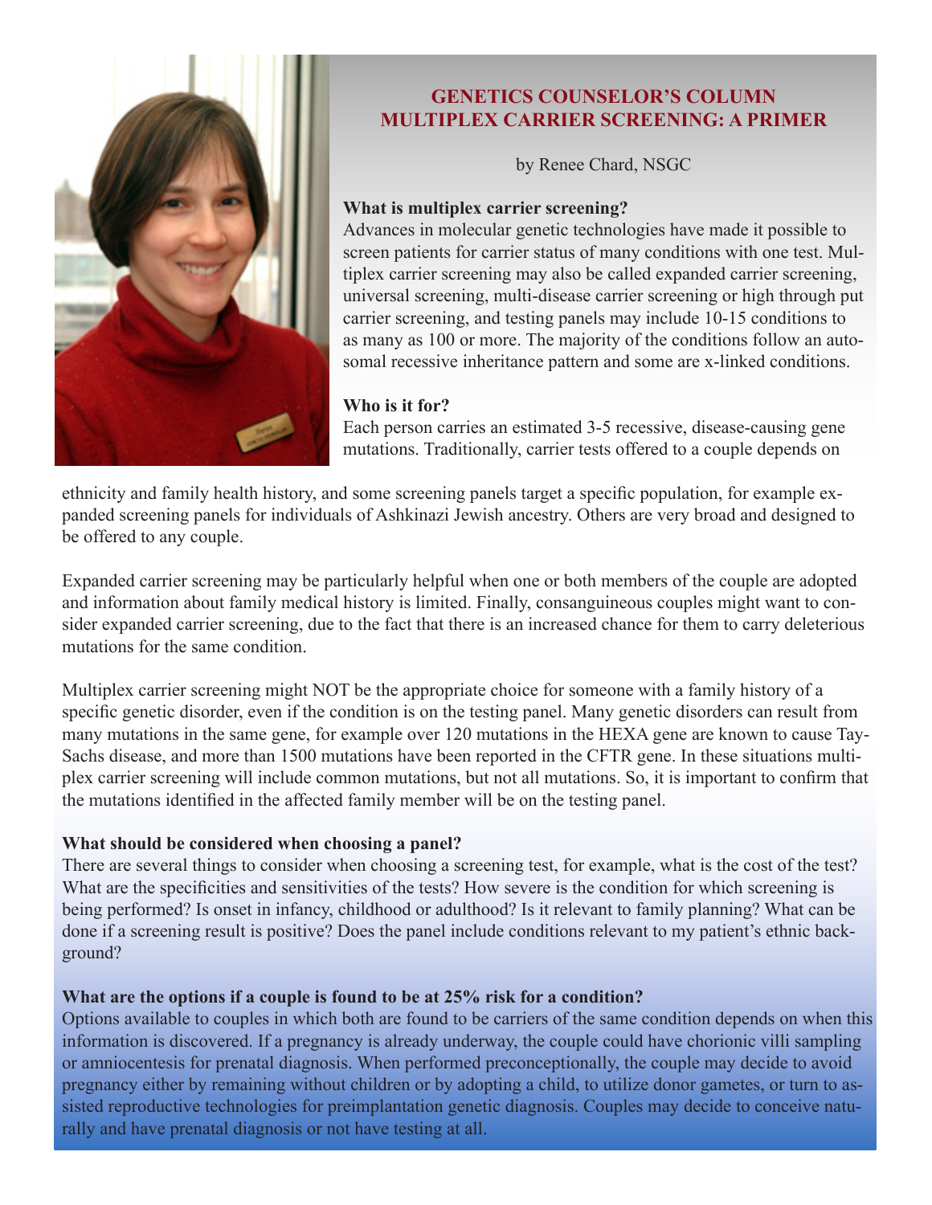## GENETICS COUNSELOR'S COLUMN
## MULTIPLEX CARRIER SCREENING: A PRIMER

by Renee Chard, NSGC

**What is multiplex carrier screening?**

Advances in molecular genetic technologies have made it possible to screen patients for carrier status of many conditions with one test. Multiplex carrier screening may also be called expanded carrier screening, universal screening, multi-disease carrier screening or high through put carrier screening, and testing panels may include 10-15 conditions to as many as 100 or more. The majority of the conditions follow an autosomal recessive inheritance pattern and some are x-linked conditions.

**Who is it for?**

Each person carries an estimated 3-5 recessive, disease-causing gene mutations. Traditionally, carrier tests offered to a couple depends on ethnicity and family health history, and some screening panels target a specific population, for example expanded screening panels for individuals of Ashkinazi Jewish ancestry. Others are very broad and designed to be offered to any couple.

Expanded carrier screening may be particularly helpful when one or both members of the couple are adopted and information about family medical history is limited. Finally, consanguineous couples might want to consider expanded carrier screening, due to the fact that there is an increased chance for them to carry deleterious mutations for the same condition.

Multiplex carrier screening might NOT be the appropriate choice for someone with a family history of a specific genetic disorder, even if the condition is on the testing panel. Many genetic disorders can result from many mutations in the same gene, for example over 120 mutations in the HEXA gene are known to cause Tay-Sachs disease, and more than 1500 mutations have been reported in the CFTR gene. In these situations multiplex carrier screening will include common mutations, but not all mutations. So, it is important to confirm that the mutations identified in the affected family member will be on the testing panel.

**What should be considered when choosing a panel?**

There are several things to consider when choosing a screening test, for example, what is the cost of the test? What are the specificities and sensitivities of the tests? How severe is the condition for which screening is being performed? Is onset in infancy, childhood or adulthood? Is it relevant to family planning? What can be done if a screening result is positive? Does the panel include conditions relevant to my patient's ethnic background?

**What are the options if a couple is found to be at 25% risk for a condition?**

Options available to couples in which both are found to be carriers of the same condition depends on when this information is discovered. If a pregnancy is already underway, the couple could have chorionic villi sampling or amniocentesis for prenatal diagnosis. When performed preconceptionally, the couple may decide to avoid pregnancy either by remaining without children or by adopting a child, to utilize donor gametes, or turn to assisted reproductive technologies for preimplantation genetic diagnosis. Couples may decide to conceive naturally and have prenatal diagnosis or not have testing at all.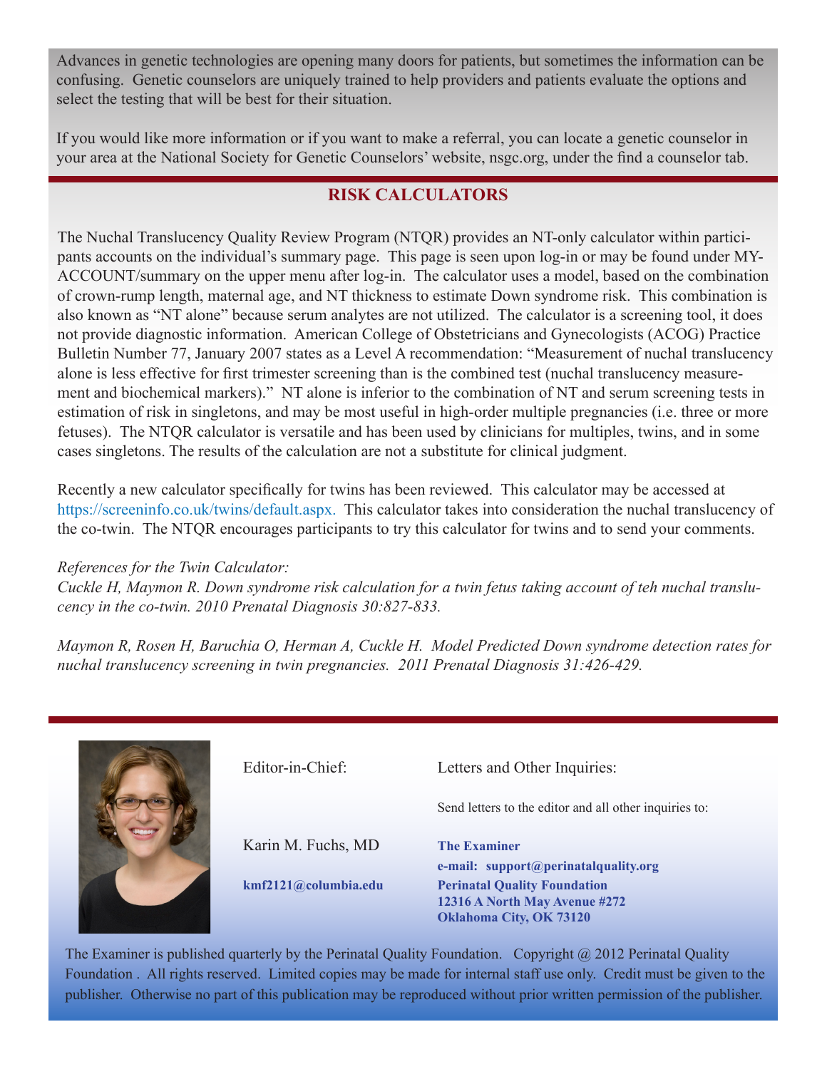Advances in genetic technologies are opening many doors for patients, but sometimes the information can be confusing. Genetic counselors are uniquely trained to help providers and patients evaluate the options and select the testing that will be best for their situation.

If you would like more information or if you want to make a referral, you can locate a genetic counselor in your area at the National Society for Genetic Counselors' website, nsgc.org, under the find a counselor tab.

## RISK CALCULATORS

The Nuchal Translucency Quality Review Program (NTQR) provides an NT-only calculator within participants accounts on the individual's summary page. This page is seen upon log-in or may be found under MY-ACCOUNT/summary on the upper menu after log-in. The calculator uses a model, based on the combination of crown-rump length, maternal age, and NT thickness to estimate Down syndrome risk. This combination is also known as "NT alone" because serum analytes are not utilized. The calculator is a screening tool, it does not provide diagnostic information. American College of Obstetricians and Gynecologists (ACOG) Practice Bulletin Number 77, January 2007 states as a Level A recommendation: "Measurement of nuchal translucency alone is less effective for first trimester screening than is the combined test (nuchal translucency measurement and biochemical markers)." NT alone is inferior to the combination of NT and serum screening tests in estimation of risk in singletons, and may be most useful in high-order multiple pregnancies (i.e. three or more fetuses). The NTQR calculator is versatile and has been used by clinicians for multiples, twins, and in some cases singletons. The results of the calculation are not a substitute for clinical judgment.

Recently a new calculator specifically for twins has been reviewed. This calculator may be accessed at https://screeninfo.co.uk/twins/default.aspx. This calculator takes into consideration the nuchal translucency of the co-twin. The NTQR encourages participants to try this calculator for twins and to send your comments.

*References for the Twin Calculator:*
*Cuckle H, Maymon R. Down syndrome risk calculation for a twin fetus taking account of teh nuchal translucency in the co-twin. 2010 Prenatal Diagnosis 30:827-833.*

*Maymon R, Rosen H, Baruchia O, Herman A, Cuckle H. Model Predicted Down syndrome detection rates for nuchal translucency screening in twin pregnancies. 2011 Prenatal Diagnosis 31:426-429.*

Editor-in-Chief:

Karin M. Fuchs, MD

**kmf2121@columbia.edu**

Letters and Other Inquiries:

Send letters to the editor and all other inquiries to:

**The Examiner**
**e-mail: support@perinatalquality.org**
**Perinatal Quality Foundation**
**12316 A North May Avenue #272**
**Oklahoma City, OK 73120**

The Examiner is published quarterly by the Perinatal Quality Foundation. Copyright @ 2012 Perinatal Quality Foundation . All rights reserved. Limited copies may be made for internal staff use only. Credit must be given to the publisher. Otherwise no part of this publication may be reproduced without prior written permission of the publisher.